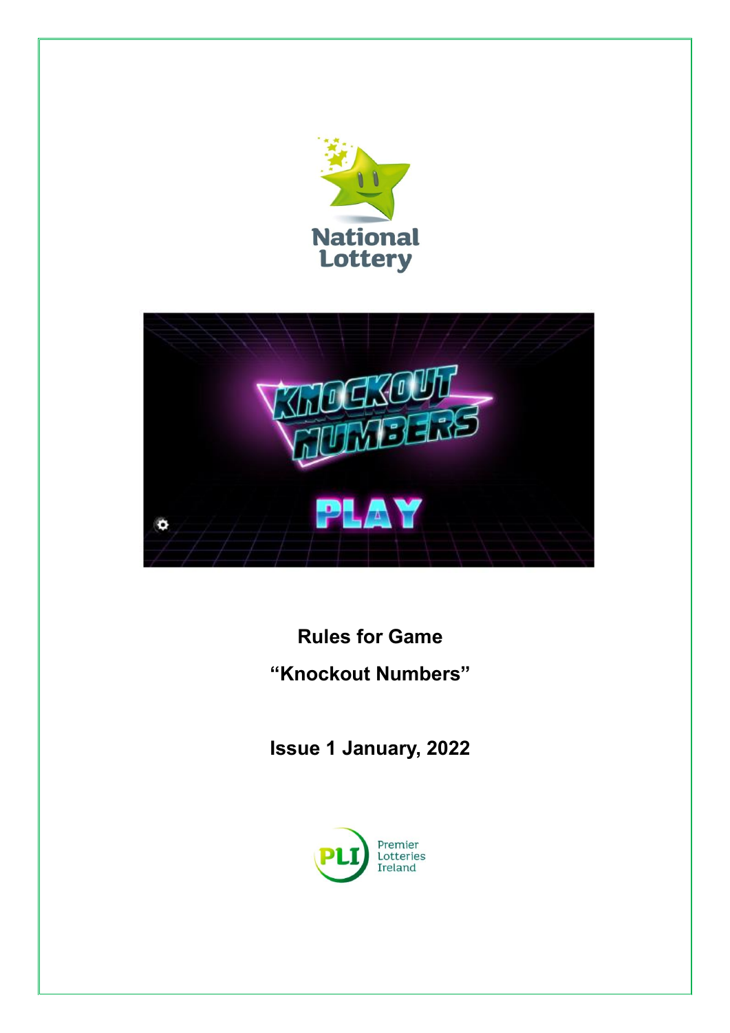**Rules for Game**

**"Knockout Numbers"**

**Issue 1 January, 2022**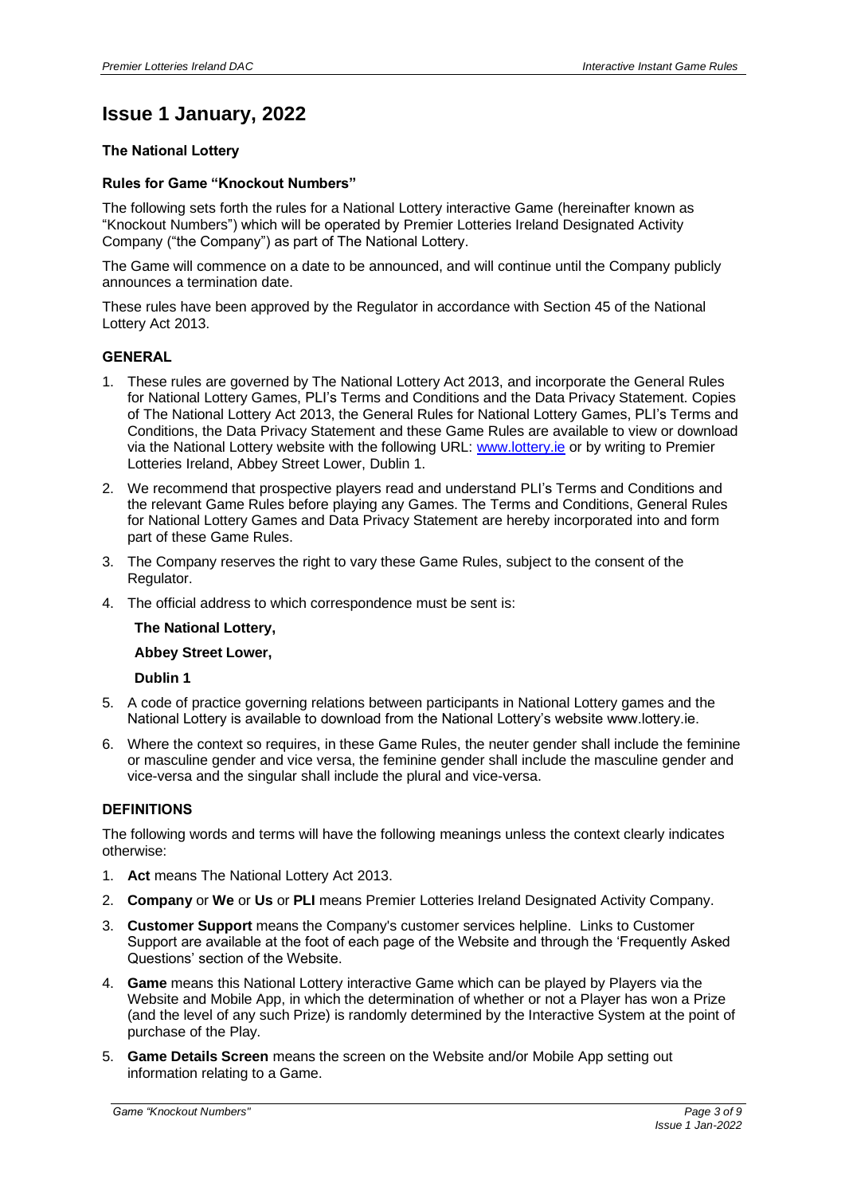# Issue 1 January, 2022

**The National Lottery**

**Rules for Game "Knockout Numbers"**

The following sets forth the rules for a National Lottery interactive Game (hereinafter known as "Knockout Numbers") which will be operated by Premier Lotteries Ireland Designated Activity Company ("the Company") as part of The National Lottery.

The Game will commence on a date to be announced, and will continue until the Company publicly announces a termination date.

These rules have been approved by the Regulator in accordance with Section 45 of the National Lottery Act 2013.

## GENERAL

1. These rules are governed by The National Lottery Act 2013, and incorporate the General Rules for National Lottery Games, PLI's Terms and Conditions and the Data Privacy Statement. Copies of The National Lottery Act 2013, the General Rules for National Lottery Games, PLI's Terms and Conditions, the Data Privacy Statement and these Game Rules are available to view or download via the National Lottery website with the following URL: www.lottery.ie or by writing to Premier Lotteries Ireland, Abbey Street Lower, Dublin 1.
2. We recommend that prospective players read and understand PLI's Terms and Conditions and the relevant Game Rules before playing any Games. The Terms and Conditions, General Rules for National Lottery Games and Data Privacy Statement are hereby incorporated into and form part of these Game Rules.
3. The Company reserves the right to vary these Game Rules, subject to the consent of the Regulator.
4. The official address to which correspondence must be sent is:

   **The National Lottery,**

   **Abbey Street Lower,**

   **Dublin 1**
5. A code of practice governing relations between participants in National Lottery games and the National Lottery is available to download from the National Lottery's website www.lottery.ie.
6. Where the context so requires, in these Game Rules, the neuter gender shall include the feminine or masculine gender and vice versa, the feminine gender shall include the masculine gender and vice-versa and the singular shall include the plural and vice-versa.

## DEFINITIONS

The following words and terms will have the following meanings unless the context clearly indicates otherwise:

1. **Act** means The National Lottery Act 2013.
2. **Company** or **We** or **Us** or **PLI** means Premier Lotteries Ireland Designated Activity Company.
3. **Customer Support** means the Company's customer services helpline. Links to Customer Support are available at the foot of each page of the Website and through the 'Frequently Asked Questions' section of the Website.
4. **Game** means this National Lottery interactive Game which can be played by Players via the Website and Mobile App, in which the determination of whether or not a Player has won a Prize (and the level of any such Prize) is randomly determined by the Interactive System at the point of purchase of the Play.
5. **Game Details Screen** means the screen on the Website and/or Mobile App setting out information relating to a Game.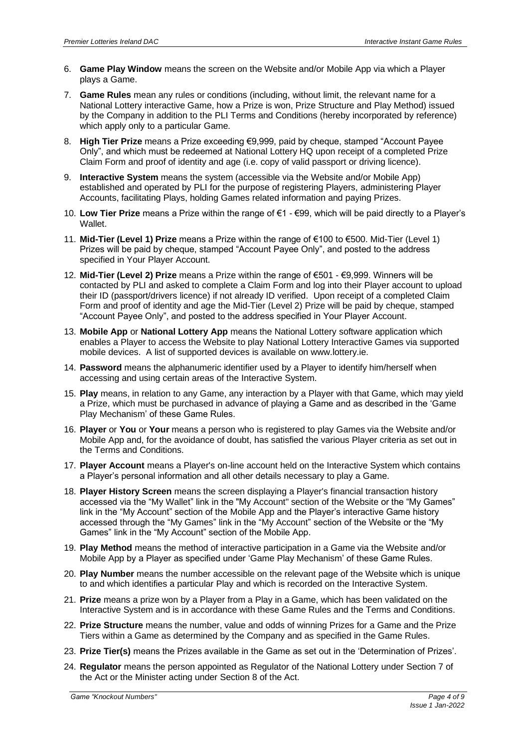6. **Game Play Window** means the screen on the Website and/or Mobile App via which a Player plays a Game.
7. **Game Rules** mean any rules or conditions (including, without limit, the relevant name for a National Lottery interactive Game, how a Prize is won, Prize Structure and Play Method) issued by the Company in addition to the PLI Terms and Conditions (hereby incorporated by reference) which apply only to a particular Game.
8. **High Tier Prize** means a Prize exceeding €9,999, paid by cheque, stamped "Account Payee Only", and which must be redeemed at National Lottery HQ upon receipt of a completed Prize Claim Form and proof of identity and age (i.e. copy of valid passport or driving licence).
9. **Interactive System** means the system (accessible via the Website and/or Mobile App) established and operated by PLI for the purpose of registering Players, administering Player Accounts, facilitating Plays, holding Games related information and paying Prizes.
10. **Low Tier Prize** means a Prize within the range of €1 - €99, which will be paid directly to a Player's Wallet.
11. **Mid-Tier (Level 1) Prize** means a Prize within the range of €100 to €500. Mid-Tier (Level 1) Prizes will be paid by cheque, stamped "Account Payee Only", and posted to the address specified in Your Player Account.
12. **Mid-Tier (Level 2) Prize** means a Prize within the range of €501 - €9,999. Winners will be contacted by PLI and asked to complete a Claim Form and log into their Player account to upload their ID (passport/drivers licence) if not already ID verified. Upon receipt of a completed Claim Form and proof of identity and age the Mid-Tier (Level 2) Prize will be paid by cheque, stamped "Account Payee Only", and posted to the address specified in Your Player Account.
13. **Mobile App** or **National Lottery App** means the National Lottery software application which enables a Player to access the Website to play National Lottery Interactive Games via supported mobile devices. A list of supported devices is available on www.lottery.ie.
14. **Password** means the alphanumeric identifier used by a Player to identify him/herself when accessing and using certain areas of the Interactive System.
15. **Play** means, in relation to any Game, any interaction by a Player with that Game, which may yield a Prize, which must be purchased in advance of playing a Game and as described in the 'Game Play Mechanism' of these Game Rules.
16. **Player** or **You** or **Your** means a person who is registered to play Games via the Website and/or Mobile App and, for the avoidance of doubt, has satisfied the various Player criteria as set out in the Terms and Conditions.
17. **Player Account** means a Player's on-line account held on the Interactive System which contains a Player's personal information and all other details necessary to play a Game.
18. **Player History Screen** means the screen displaying a Player's financial transaction history accessed via the "My Wallet" link in the "My Account" section of the Website or the "My Games" link in the "My Account" section of the Mobile App and the Player's interactive Game history accessed through the "My Games" link in the "My Account" section of the Website or the "My Games" link in the "My Account" section of the Mobile App.
19. **Play Method** means the method of interactive participation in a Game via the Website and/or Mobile App by a Player as specified under 'Game Play Mechanism' of these Game Rules.
20. **Play Number** means the number accessible on the relevant page of the Website which is unique to and which identifies a particular Play and which is recorded on the Interactive System.
21. **Prize** means a prize won by a Player from a Play in a Game, which has been validated on the Interactive System and is in accordance with these Game Rules and the Terms and Conditions.
22. **Prize Structure** means the number, value and odds of winning Prizes for a Game and the Prize Tiers within a Game as determined by the Company and as specified in the Game Rules.
23. **Prize Tier(s)** means the Prizes available in the Game as set out in the 'Determination of Prizes'.
24. **Regulator** means the person appointed as Regulator of the National Lottery under Section 7 of the Act or the Minister acting under Section 8 of the Act.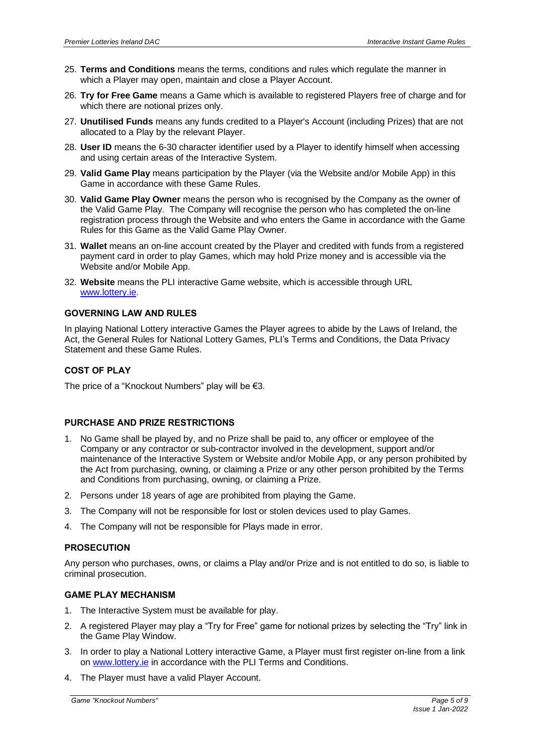25. **Terms and Conditions** means the terms, conditions and rules which regulate the manner in which a Player may open, maintain and close a Player Account.
26. **Try for Free Game** means a Game which is available to registered Players free of charge and for which there are notional prizes only.
27. **Unutilised Funds** means any funds credited to a Player's Account (including Prizes) that are not allocated to a Play by the relevant Player.
28. **User ID** means the 6-30 character identifier used by a Player to identify himself when accessing and using certain areas of the Interactive System.
29. **Valid Game Play** means participation by the Player (via the Website and/or Mobile App) in this Game in accordance with these Game Rules.
30. **Valid Game Play Owner** means the person who is recognised by the Company as the owner of the Valid Game Play. The Company will recognise the person who has completed the on-line registration process through the Website and who enters the Game in accordance with the Game Rules for this Game as the Valid Game Play Owner.
31. **Wallet** means an on-line account created by the Player and credited with funds from a registered payment card in order to play Games, which may hold Prize money and is accessible via the Website and/or Mobile App.
32. **Website** means the PLI interactive Game website, which is accessible through URL www.lottery.ie.

### GOVERNING LAW AND RULES

In playing National Lottery interactive Games the Player agrees to abide by the Laws of Ireland, the Act, the General Rules for National Lottery Games, PLI's Terms and Conditions, the Data Privacy Statement and these Game Rules.

### COST OF PLAY

The price of a "Knockout Numbers" play will be €3.

### PURCHASE AND PRIZE RESTRICTIONS

1. No Game shall be played by, and no Prize shall be paid to, any officer or employee of the Company or any contractor or sub-contractor involved in the development, support and/or maintenance of the Interactive System or Website and/or Mobile App, or any person prohibited by the Act from purchasing, owning, or claiming a Prize or any other person prohibited by the Terms and Conditions from purchasing, owning, or claiming a Prize.
2. Persons under 18 years of age are prohibited from playing the Game.
3. The Company will not be responsible for lost or stolen devices used to play Games.
4. The Company will not be responsible for Plays made in error.

### PROSECUTION

Any person who purchases, owns, or claims a Play and/or Prize and is not entitled to do so, is liable to criminal prosecution.

### GAME PLAY MECHANISM

1. The Interactive System must be available for play.
2. A registered Player may play a "Try for Free" game for notional prizes by selecting the "Try" link in the Game Play Window.
3. In order to play a National Lottery interactive Game, a Player must first register on-line from a link on www.lottery.ie in accordance with the PLI Terms and Conditions.
4. The Player must have a valid Player Account.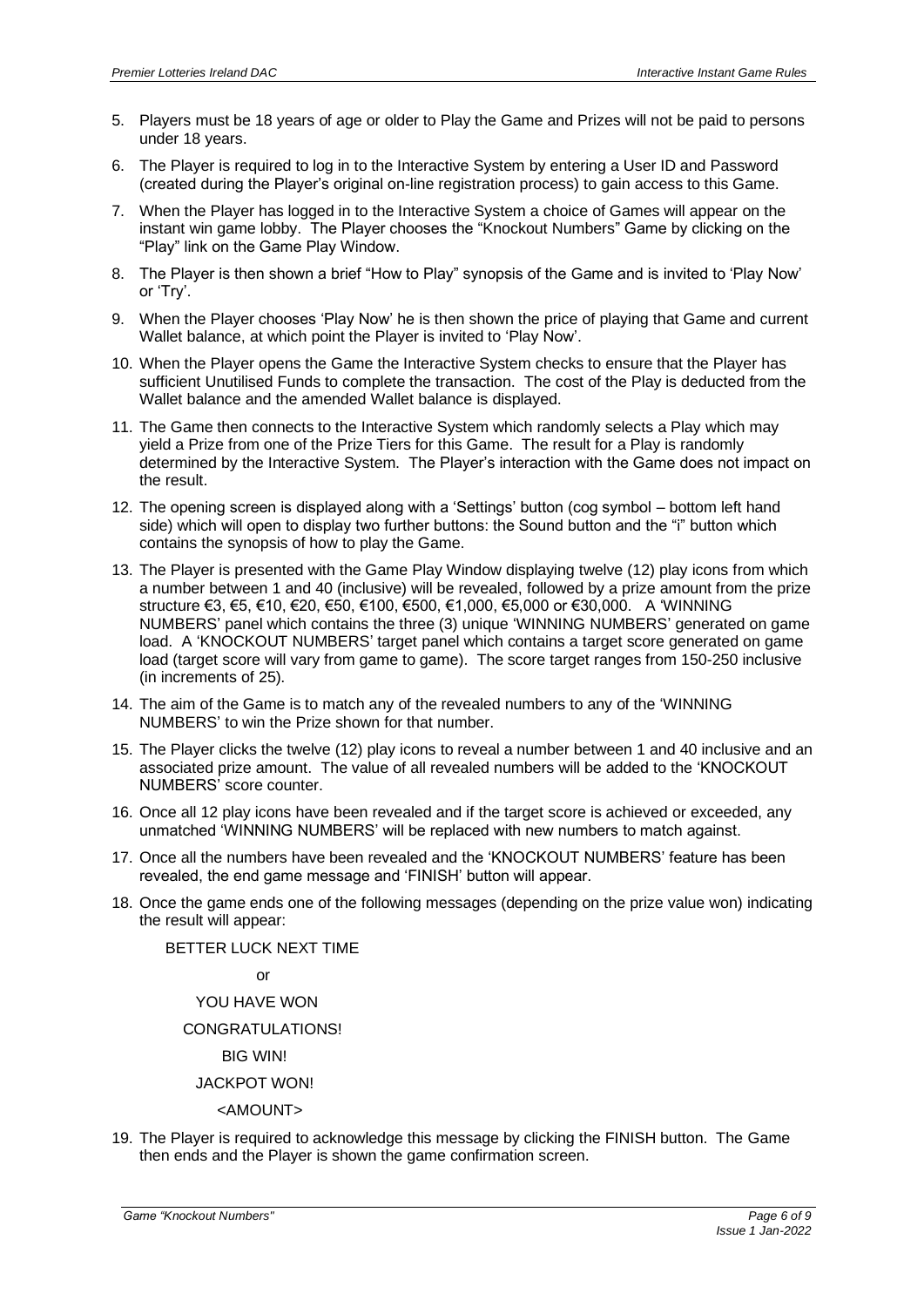5. Players must be 18 years of age or older to Play the Game and Prizes will not be paid to persons under 18 years.
6. The Player is required to log in to the Interactive System by entering a User ID and Password (created during the Player's original on-line registration process) to gain access to this Game.
7. When the Player has logged in to the Interactive System a choice of Games will appear on the instant win game lobby. The Player chooses the "Knockout Numbers" Game by clicking on the "Play" link on the Game Play Window.
8. The Player is then shown a brief "How to Play" synopsis of the Game and is invited to 'Play Now' or 'Try'.
9. When the Player chooses 'Play Now' he is then shown the price of playing that Game and current Wallet balance, at which point the Player is invited to 'Play Now'.
10. When the Player opens the Game the Interactive System checks to ensure that the Player has sufficient Unutilised Funds to complete the transaction. The cost of the Play is deducted from the Wallet balance and the amended Wallet balance is displayed.
11. The Game then connects to the Interactive System which randomly selects a Play which may yield a Prize from one of the Prize Tiers for this Game. The result for a Play is randomly determined by the Interactive System. The Player's interaction with the Game does not impact on the result.
12. The opening screen is displayed along with a 'Settings' button (cog symbol – bottom left hand side) which will open to display two further buttons: the Sound button and the "i" button which contains the synopsis of how to play the Game.
13. The Player is presented with the Game Play Window displaying twelve (12) play icons from which a number between 1 and 40 (inclusive) will be revealed, followed by a prize amount from the prize structure €3, €5, €10, €20, €50, €100, €500, €1,000, €5,000 or €30,000. A 'WINNING NUMBERS' panel which contains the three (3) unique 'WINNING NUMBERS' generated on game load. A 'KNOCKOUT NUMBERS' target panel which contains a target score generated on game load (target score will vary from game to game). The score target ranges from 150-250 inclusive (in increments of 25).
14. The aim of the Game is to match any of the revealed numbers to any of the 'WINNING NUMBERS' to win the Prize shown for that number.
15. The Player clicks the twelve (12) play icons to reveal a number between 1 and 40 inclusive and an associated prize amount. The value of all revealed numbers will be added to the 'KNOCKOUT NUMBERS' score counter.
16. Once all 12 play icons have been revealed and if the target score is achieved or exceeded, any unmatched 'WINNING NUMBERS' will be replaced with new numbers to match against.
17. Once all the numbers have been revealed and the 'KNOCKOUT NUMBERS' feature has been revealed, the end game message and 'FINISH' button will appear.
18. Once the game ends one of the following messages (depending on the prize value won) indicating the result will appear:

    BETTER LUCK NEXT TIME

    or

    YOU HAVE WON

    CONGRATULATIONS!

    BIG WIN!

    JACKPOT WON!

    <AMOUNT>

19. The Player is required to acknowledge this message by clicking the FINISH button. The Game then ends and the Player is shown the game confirmation screen.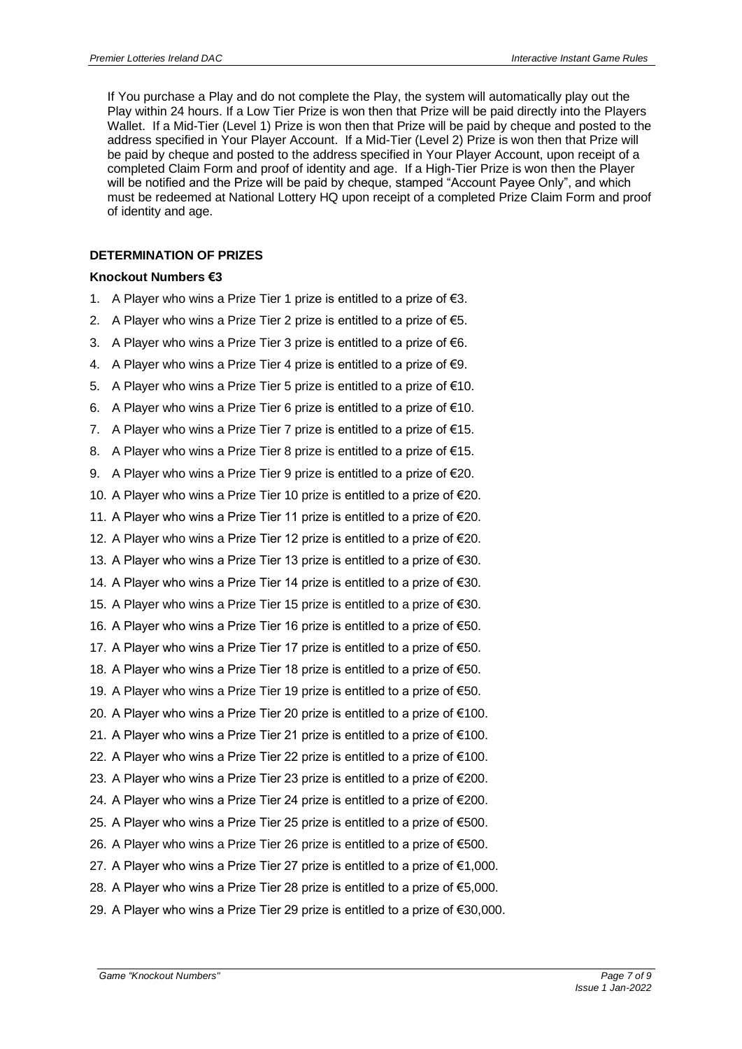If You purchase a Play and do not complete the Play, the system will automatically play out the Play within 24 hours. If a Low Tier Prize is won then that Prize will be paid directly into the Players Wallet. If a Mid-Tier (Level 1) Prize is won then that Prize will be paid by cheque and posted to the address specified in Your Player Account. If a Mid-Tier (Level 2) Prize is won then that Prize will be paid by cheque and posted to the address specified in Your Player Account, upon receipt of a completed Claim Form and proof of identity and age. If a High-Tier Prize is won then the Player will be notified and the Prize will be paid by cheque, stamped "Account Payee Only", and which must be redeemed at National Lottery HQ upon receipt of a completed Prize Claim Form and proof of identity and age.

## DETERMINATION OF PRIZES

### Knockout Numbers €3

1. A Player who wins a Prize Tier 1 prize is entitled to a prize of €3.
2. A Player who wins a Prize Tier 2 prize is entitled to a prize of €5.
3. A Player who wins a Prize Tier 3 prize is entitled to a prize of €6.
4. A Player who wins a Prize Tier 4 prize is entitled to a prize of €9.
5. A Player who wins a Prize Tier 5 prize is entitled to a prize of €10.
6. A Player who wins a Prize Tier 6 prize is entitled to a prize of €10.
7. A Player who wins a Prize Tier 7 prize is entitled to a prize of €15.
8. A Player who wins a Prize Tier 8 prize is entitled to a prize of €15.
9. A Player who wins a Prize Tier 9 prize is entitled to a prize of €20.
10. A Player who wins a Prize Tier 10 prize is entitled to a prize of €20.
11. A Player who wins a Prize Tier 11 prize is entitled to a prize of €20.
12. A Player who wins a Prize Tier 12 prize is entitled to a prize of €20.
13. A Player who wins a Prize Tier 13 prize is entitled to a prize of €30.
14. A Player who wins a Prize Tier 14 prize is entitled to a prize of €30.
15. A Player who wins a Prize Tier 15 prize is entitled to a prize of €30.
16. A Player who wins a Prize Tier 16 prize is entitled to a prize of €50.
17. A Player who wins a Prize Tier 17 prize is entitled to a prize of €50.
18. A Player who wins a Prize Tier 18 prize is entitled to a prize of €50.
19. A Player who wins a Prize Tier 19 prize is entitled to a prize of €50.
20. A Player who wins a Prize Tier 20 prize is entitled to a prize of €100.
21. A Player who wins a Prize Tier 21 prize is entitled to a prize of €100.
22. A Player who wins a Prize Tier 22 prize is entitled to a prize of €100.
23. A Player who wins a Prize Tier 23 prize is entitled to a prize of €200.
24. A Player who wins a Prize Tier 24 prize is entitled to a prize of €200.
25. A Player who wins a Prize Tier 25 prize is entitled to a prize of €500.
26. A Player who wins a Prize Tier 26 prize is entitled to a prize of €500.
27. A Player who wins a Prize Tier 27 prize is entitled to a prize of €1,000.
28. A Player who wins a Prize Tier 28 prize is entitled to a prize of €5,000.
29. A Player who wins a Prize Tier 29 prize is entitled to a prize of €30,000.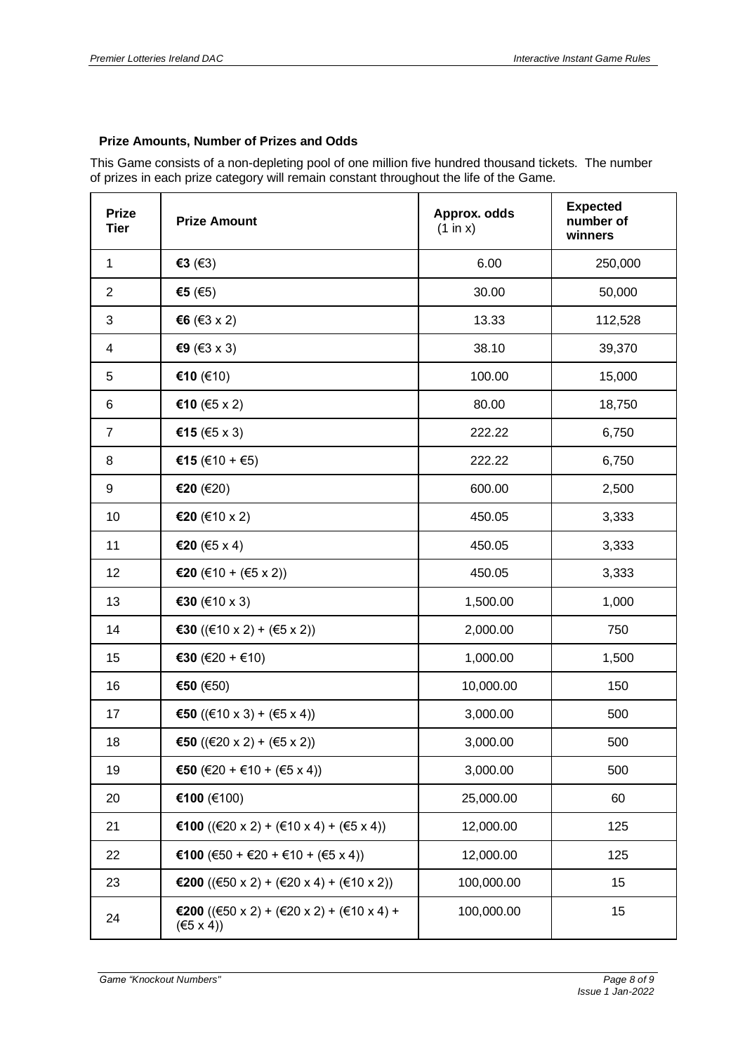**Prize Amounts, Number of Prizes and Odds**

This Game consists of a non-depleting pool of one million five hundred thousand tickets. The number of prizes in each prize category will remain constant throughout the life of the Game.

| Prize Tier | Prize Amount | Approx. odds (1 in x) | Expected number of winners |
|---|---|---|---|
| 1 | **€3** (€3) | 6.00 | 250,000 |
| 2 | **€5** (€5) | 30.00 | 50,000 |
| 3 | **€6** (€3 x 2) | 13.33 | 112,528 |
| 4 | **€9** (€3 x 3) | 38.10 | 39,370 |
| 5 | **€10** (€10) | 100.00 | 15,000 |
| 6 | **€10** (€5 x 2) | 80.00 | 18,750 |
| 7 | **€15** (€5 x 3) | 222.22 | 6,750 |
| 8 | **€15** (€10 + €5) | 222.22 | 6,750 |
| 9 | **€20** (€20) | 600.00 | 2,500 |
| 10 | **€20** (€10 x 2) | 450.05 | 3,333 |
| 11 | **€20** (€5 x 4) | 450.05 | 3,333 |
| 12 | **€20** (€10 + (€5 x 2)) | 450.05 | 3,333 |
| 13 | **€30** (€10 x 3) | 1,500.00 | 1,000 |
| 14 | **€30** ((€10 x 2) + (€5 x 2)) | 2,000.00 | 750 |
| 15 | **€30** (€20 + €10) | 1,000.00 | 1,500 |
| 16 | **€50** (€50) | 10,000.00 | 150 |
| 17 | **€50** ((€10 x 3) + (€5 x 4)) | 3,000.00 | 500 |
| 18 | **€50** ((€20 x 2) + (€5 x 2)) | 3,000.00 | 500 |
| 19 | **€50** (€20 + €10 + (€5 x 4)) | 3,000.00 | 500 |
| 20 | **€100** (€100) | 25,000.00 | 60 |
| 21 | **€100** ((€20 x 2) + (€10 x 4) + (€5 x 4)) | 12,000.00 | 125 |
| 22 | **€100** (€50 + €20 + €10 + (€5 x 4)) | 12,000.00 | 125 |
| 23 | **€200** ((€50 x 2) + (€20 x 4) + (€10 x 2)) | 100,000.00 | 15 |
| 24 | **€200** ((€50 x 2) + (€20 x 2) + (€10 x 4) + (€5 x 4)) | 100,000.00 | 15 |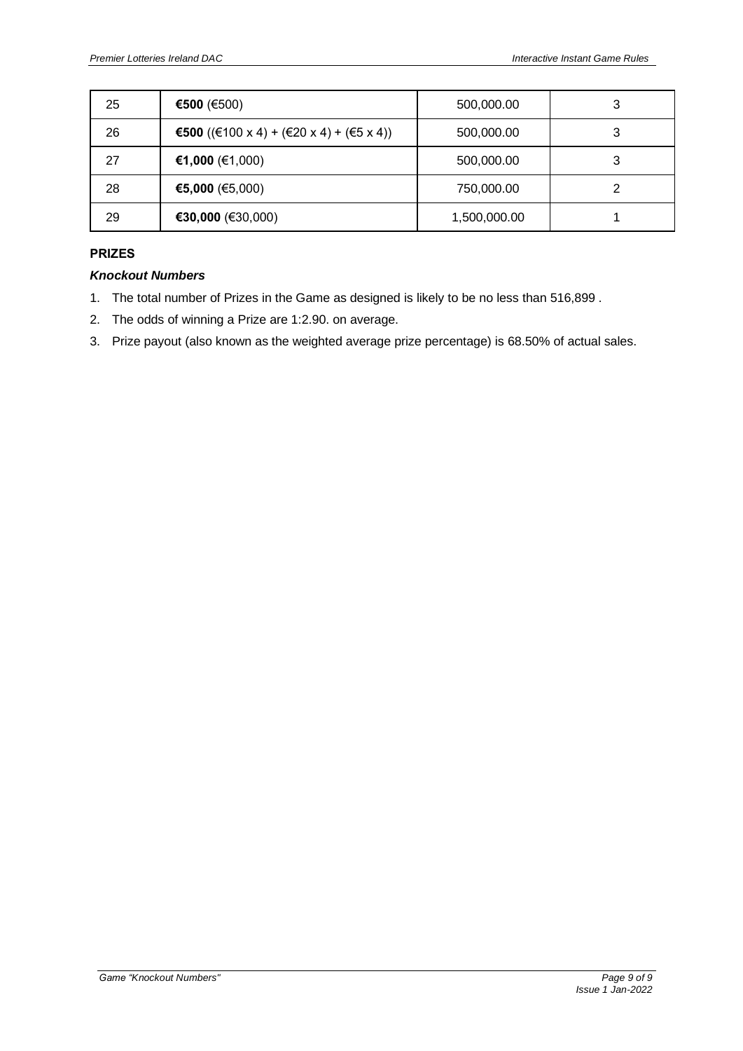| | | | |
|---|---|---|---|
| 25 | **€500** (€500) | 500,000.00 | 3 |
| 26 | **€500** ((€100 x 4) + (€20 x 4) + (€5 x 4)) | 500,000.00 | 3 |
| 27 | **€1,000** (€1,000) | 500,000.00 | 3 |
| 28 | **€5,000** (€5,000) | 750,000.00 | 2 |
| 29 | **€30,000** (€30,000) | 1,500,000.00 | 1 |

**PRIZES**

***Knockout Numbers***

1. The total number of Prizes in the Game as designed is likely to be no less than 516,899 .
2. The odds of winning a Prize are 1:2.90. on average.
3. Prize payout (also known as the weighted average prize percentage) is 68.50% of actual sales.